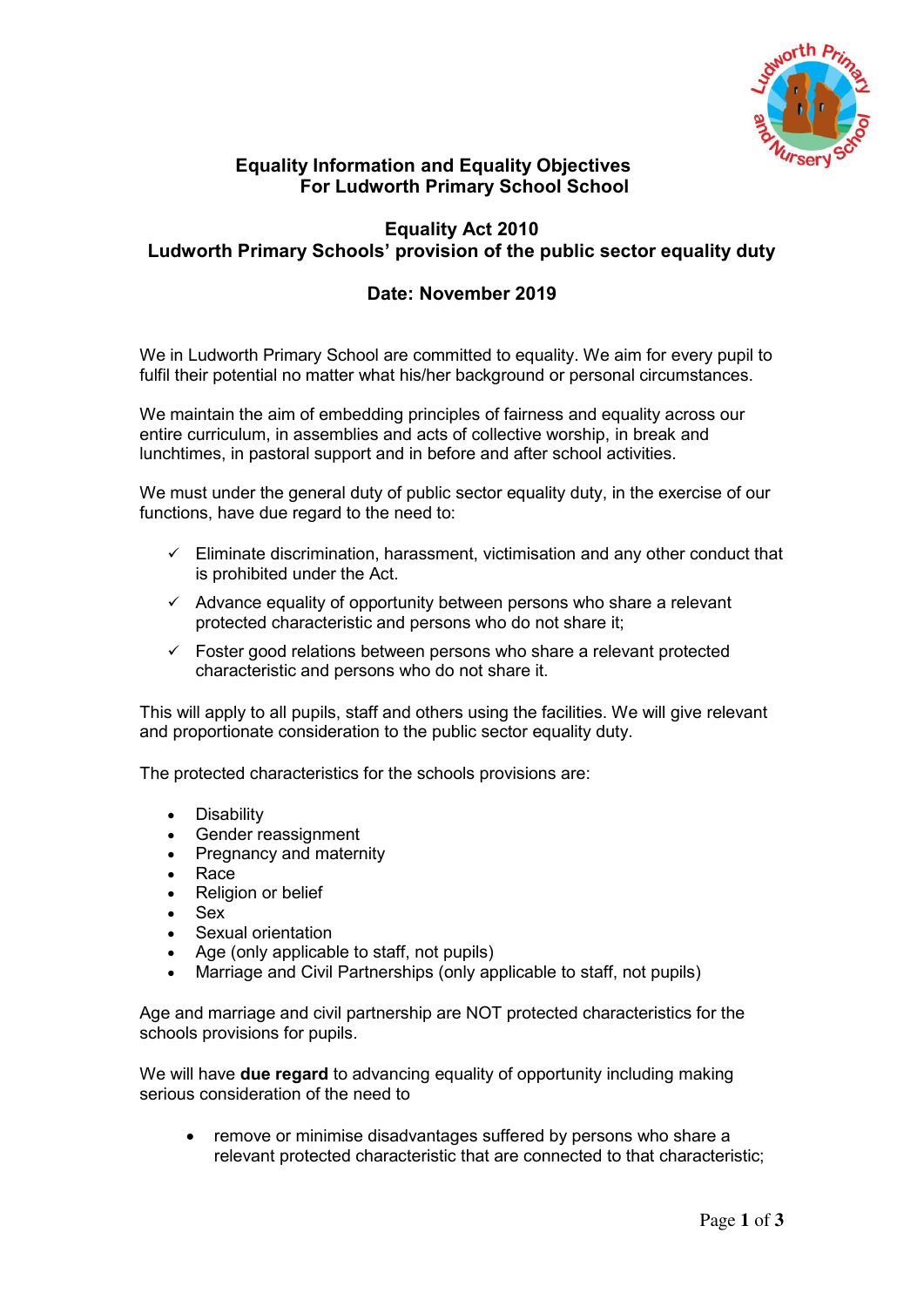# Equality Information and Equality Objectives For Ludworth Primary School School

## Equality Act 2010
## Ludworth Primary Schools' provision of the public sector equality duty

### Date: November 2019

We in Ludworth Primary School are committed to equality. We aim for every pupil to fulfil their potential no matter what his/her background or personal circumstances.

We maintain the aim of embedding principles of fairness and equality across our entire curriculum, in assemblies and acts of collective worship, in break and lunchtimes, in pastoral support and in before and after school activities.

We must under the general duty of public sector equality duty, in the exercise of our functions, have due regard to the need to:

- ✓ Eliminate discrimination, harassment, victimisation and any other conduct that is prohibited under the Act.
- ✓ Advance equality of opportunity between persons who share a relevant protected characteristic and persons who do not share it;
- ✓ Foster good relations between persons who share a relevant protected characteristic and persons who do not share it.

This will apply to all pupils, staff and others using the facilities. We will give relevant and proportionate consideration to the public sector equality duty.

The protected characteristics for the schools provisions are:

- Disability
- Gender reassignment
- Pregnancy and maternity
- Race
- Religion or belief
- Sex
- Sexual orientation
- Age (only applicable to staff, not pupils)
- Marriage and Civil Partnerships (only applicable to staff, not pupils)

Age and marriage and civil partnership are NOT protected characteristics for the schools provisions for pupils.

We will have **due regard** to advancing equality of opportunity including making serious consideration of the need to

- remove or minimise disadvantages suffered by persons who share a relevant protected characteristic that are connected to that characteristic;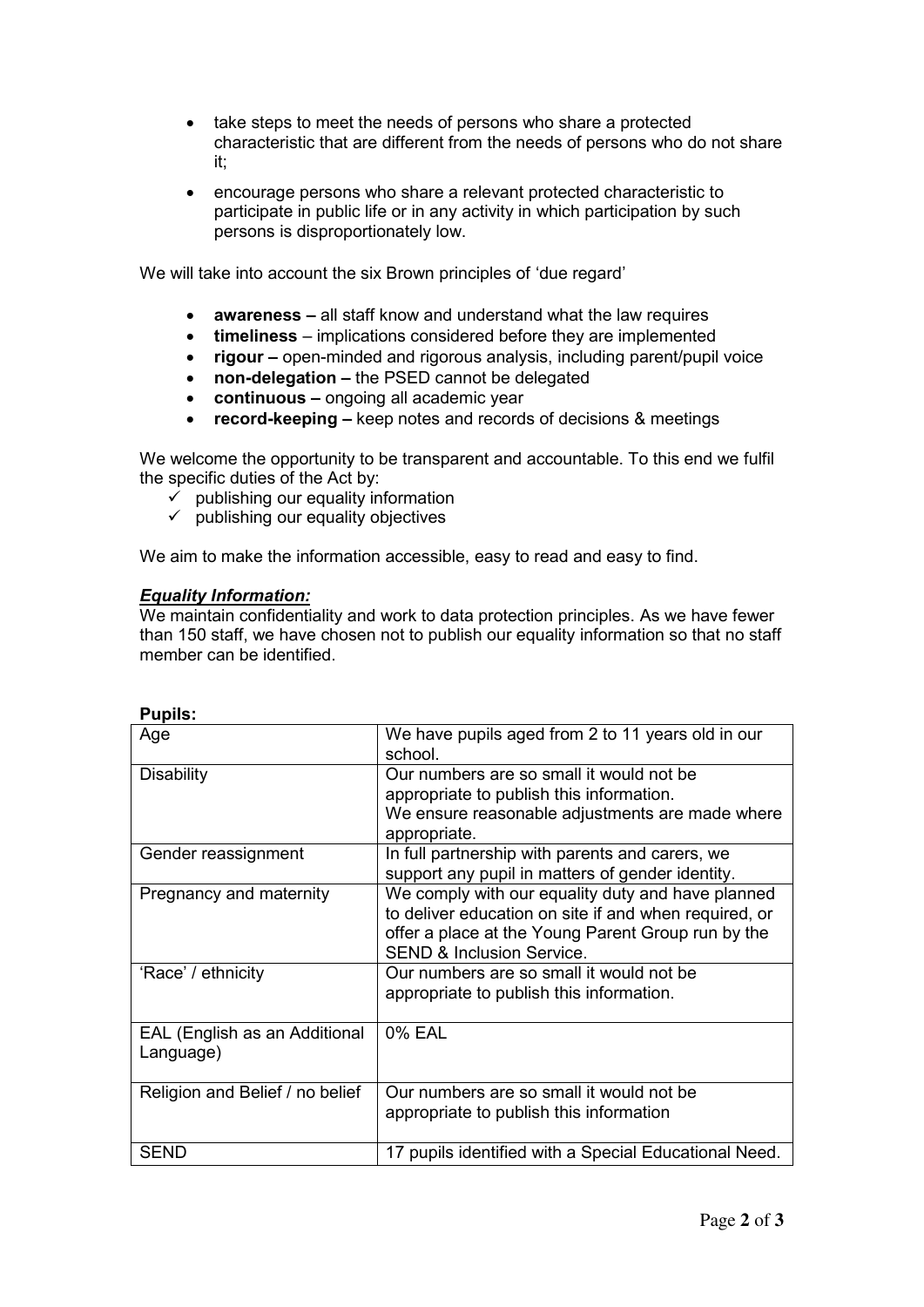- take steps to meet the needs of persons who share a protected characteristic that are different from the needs of persons who do not share it;
- encourage persons who share a relevant protected characteristic to participate in public life or in any activity in which participation by such persons is disproportionately low.

We will take into account the six Brown principles of 'due regard'

- **awareness –** all staff know and understand what the law requires
- **timeliness** – implications considered before they are implemented
- **rigour –** open-minded and rigorous analysis, including parent/pupil voice
- **non-delegation –** the PSED cannot be delegated
- **continuous –** ongoing all academic year
- **record-keeping –** keep notes and records of decisions & meetings

We welcome the opportunity to be transparent and accountable. To this end we fulfil the specific duties of the Act by:

- ✓ publishing our equality information
- ✓ publishing our equality objectives

We aim to make the information accessible, easy to read and easy to find.

***Equality Information:***

We maintain confidentiality and work to data protection principles. As we have fewer than 150 staff, we have chosen not to publish our equality information so that no staff member can be identified.

**Pupils:**

| Age | We have pupils aged from 2 to 11 years old in our school. |
|---|---|
| Disability | Our numbers are so small it would not be appropriate to publish this information. We ensure reasonable adjustments are made where appropriate. |
| Gender reassignment | In full partnership with parents and carers, we support any pupil in matters of gender identity. |
| Pregnancy and maternity | We comply with our equality duty and have planned to deliver education on site if and when required, or offer a place at the Young Parent Group run by the SEND & Inclusion Service. |
| 'Race' / ethnicity | Our numbers are so small it would not be appropriate to publish this information. |
| EAL (English as an Additional Language) | 0% EAL |
| Religion and Belief / no belief | Our numbers are so small it would not be appropriate to publish this information |
| SEND | 17 pupils identified with a Special Educational Need. |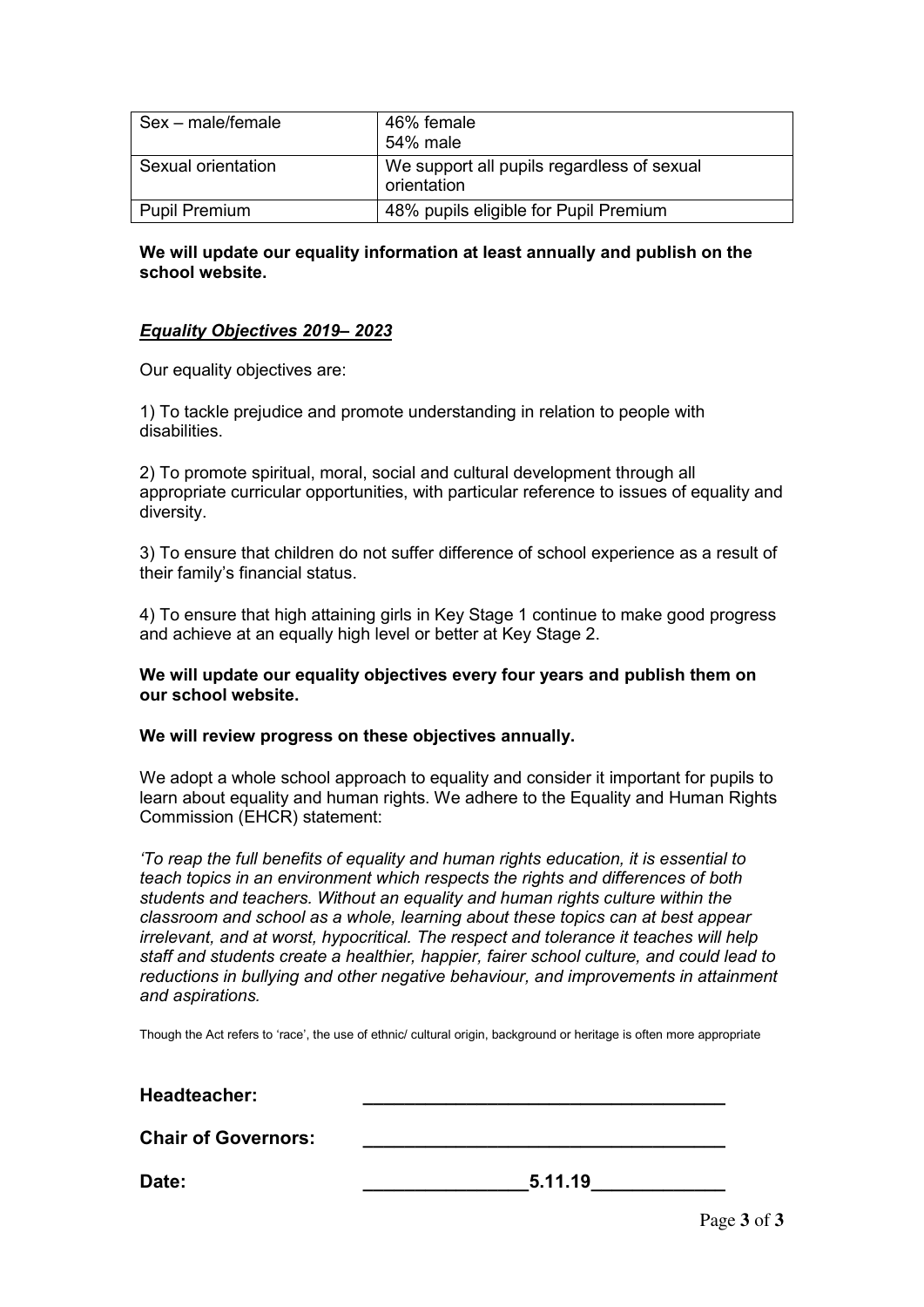| | |
|---|---|
| Sex – male/female | 46% female<br>54% male |
| Sexual orientation | We support all pupils regardless of sexual orientation |
| Pupil Premium | 48% pupils eligible for Pupil Premium |

**We will update our equality information at least annually and publish on the school website.**

***Equality Objectives 2019– 2023***

Our equality objectives are:

1) To tackle prejudice and promote understanding in relation to people with disabilities.

2) To promote spiritual, moral, social and cultural development through all appropriate curricular opportunities, with particular reference to issues of equality and diversity.

3) To ensure that children do not suffer difference of school experience as a result of their family's financial status.

4) To ensure that high attaining girls in Key Stage 1 continue to make good progress and achieve at an equally high level or better at Key Stage 2.

**We will update our equality objectives every four years and publish them on our school website.**

**We will review progress on these objectives annually.**

We adopt a whole school approach to equality and consider it important for pupils to learn about equality and human rights. We adhere to the Equality and Human Rights Commission (EHCR) statement:

*'To reap the full benefits of equality and human rights education, it is essential to teach topics in an environment which respects the rights and differences of both students and teachers. Without an equality and human rights culture within the classroom and school as a whole, learning about these topics can at best appear irrelevant, and at worst, hypocritical. The respect and tolerance it teaches will help staff and students create a healthier, happier, fairer school culture, and could lead to reductions in bullying and other negative behaviour, and improvements in attainment and aspirations.*

Though the Act refers to 'race', the use of ethnic/ cultural origin, background or heritage is often more appropriate

**Headteacher:** ___________________________________

**Chair of Governors:** ___________________________________

**Date:** ________________**5.11.19**_____________